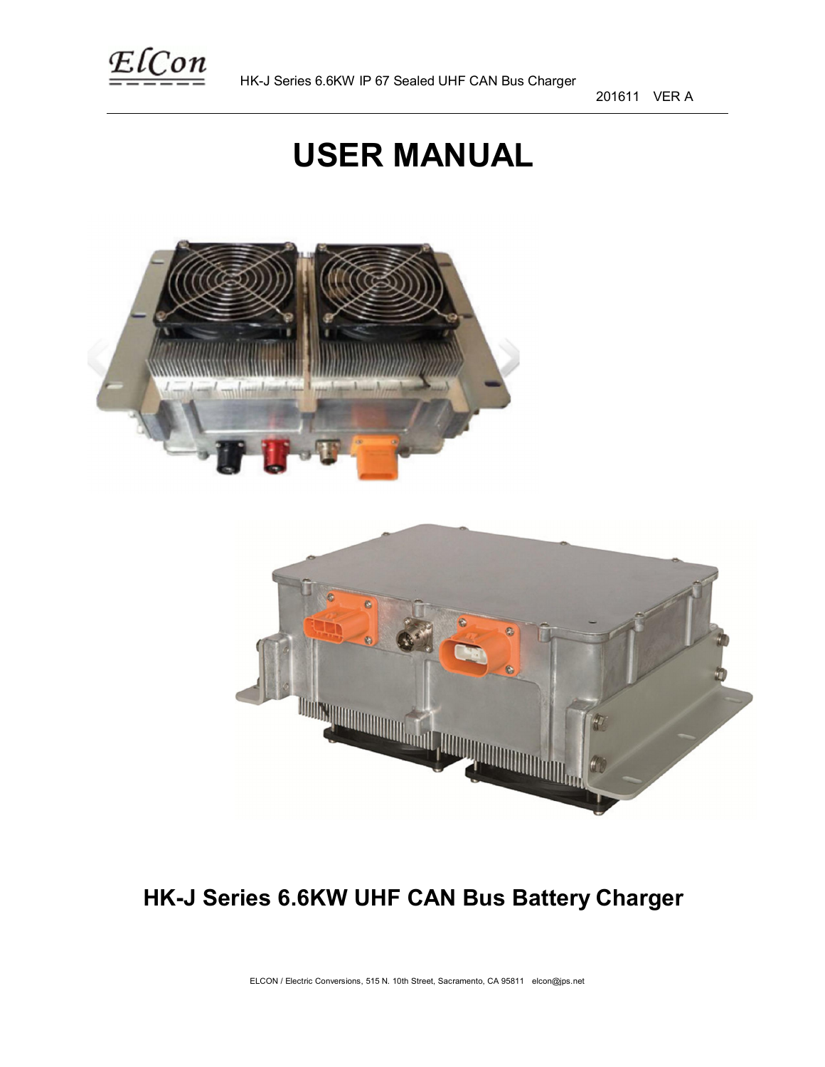# USER MANUAL

## HK-J Series 6.6KW UHF CAN Bus Battery Charger

ELCON / Electric Conversions, 515 N. 10th Street, Sacramento, CA 95811 elcon@jps.net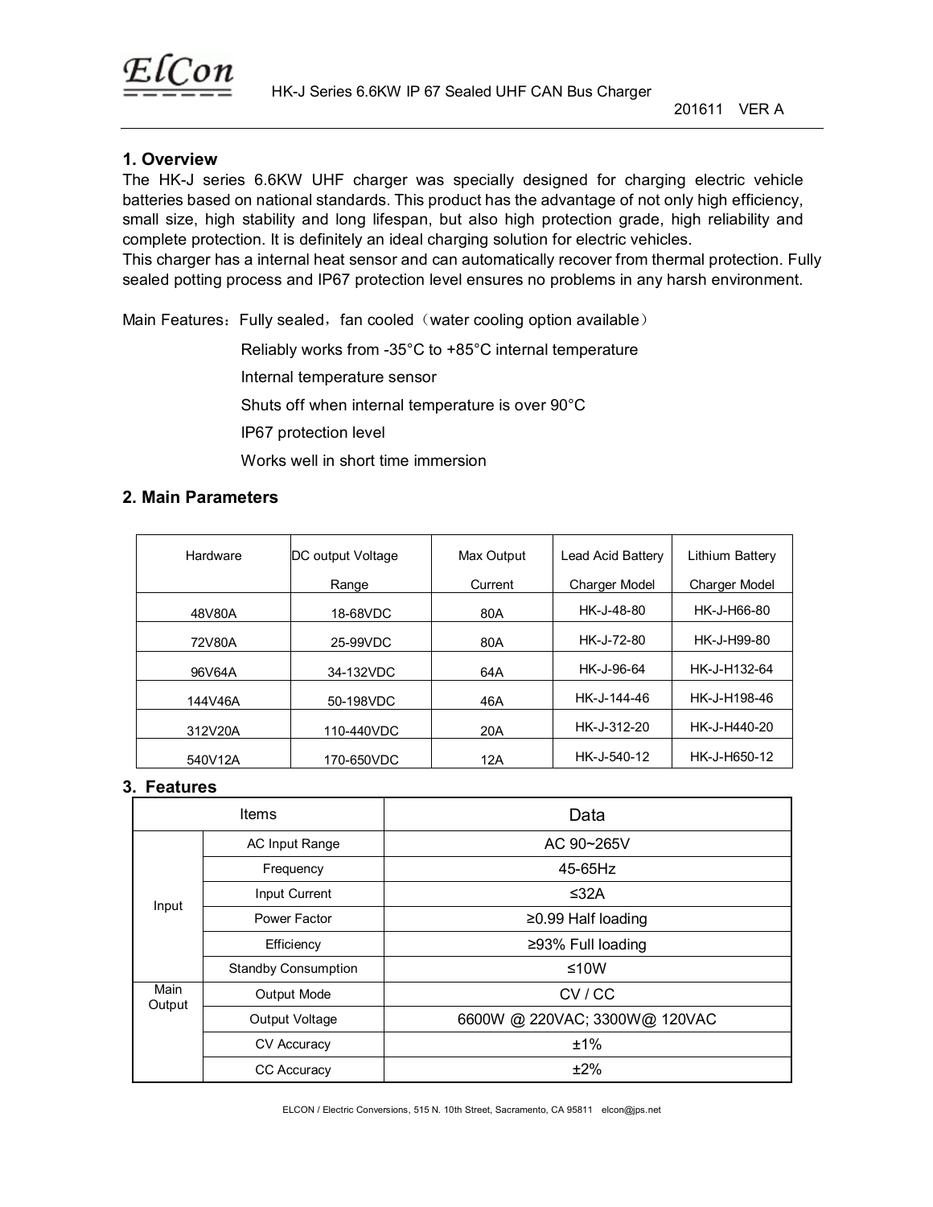## 1. Overview

The HK-J series 6.6KW UHF charger was specially designed for charging electric vehicle batteries based on national standards. This product has the advantage of not only high efficiency, small size, high stability and long lifespan, but also high protection grade, high reliability and complete protection. It is definitely an ideal charging solution for electric vehicles.

This charger has a internal heat sensor and can automatically recover from thermal protection. Fully sealed potting process and IP67 protection level ensures no problems in any harsh environment.

Main Features：Fully sealed，fan cooled（water cooling option available）

- Reliably works from -35°C to +85°C internal temperature
- Internal temperature sensor
- Shuts off when internal temperature is over 90°C
- IP67 protection level
- Works well in short time immersion

## 2. Main Parameters

| Hardware | DC output Voltage Range | Max Output Current | Lead Acid Battery Charger Model | Lithium Battery Charger Model |
|---|---|---|---|---|
| 48V80A | 18-68VDC | 80A | HK-J-48-80 | HK-J-H66-80 |
| 72V80A | 25-99VDC | 80A | HK-J-72-80 | HK-J-H99-80 |
| 96V64A | 34-132VDC | 64A | HK-J-96-64 | HK-J-H132-64 |
| 144V46A | 50-198VDC | 46A | HK-J-144-46 | HK-J-H198-46 |
| 312V20A | 110-440VDC | 20A | HK-J-312-20 | HK-J-H440-20 |
| 540V12A | 170-650VDC | 12A | HK-J-540-12 | HK-J-H650-12 |

## 3. Features

| Items | | Data |
|---|---|---|
| Input | AC Input Range | AC 90~265V |
| | Frequency | 45-65Hz |
| | Input Current | ≤32A |
| | Power Factor | ≥0.99 Half loading |
| | Efficiency | ≥93% Full loading |
| | Standby Consumption | ≤10W |
| Main Output | Output Mode | CV / CC |
| | Output Voltage | 6600W @ 220VAC; 3300W@ 120VAC |
| | CV Accuracy | ±1% |
| | CC Accuracy | ±2% |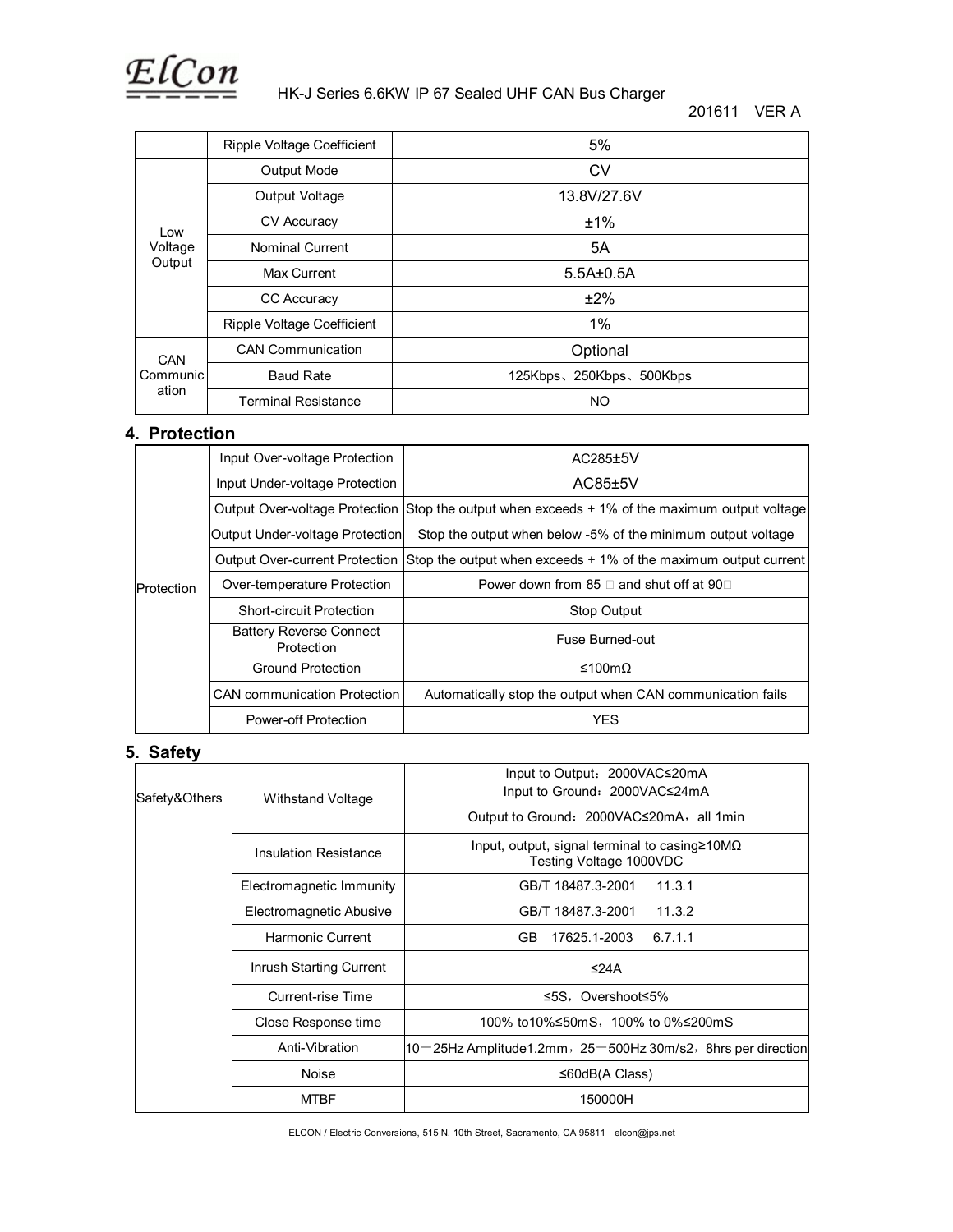| | | |
|---|---|---|
| | Ripple Voltage Coefficient | 5% |
| Low Voltage Output | Output Mode | CV |
| | Output Voltage | 13.8V/27.6V |
| | CV Accuracy | ±1% |
| | Nominal Current | 5A |
| | Max Current | 5.5A±0.5A |
| | CC Accuracy | ±2% |
| | Ripple Voltage Coefficient | 1% |
| CAN Communication | CAN Communication | Optional |
| | Baud Rate | 125Kbps、250Kbps、500Kbps |
| | Terminal Resistance | NO |

## 4. Protection

| | | |
|---|---|---|
| Protection | Input Over-voltage Protection | AC285±5V |
| | Input Under-voltage Protection | AC85±5V |
| | Output Over-voltage Protection | Stop the output when exceeds + 1% of the maximum output voltage |
| | Output Under-voltage Protection | Stop the output when below -5% of the minimum output voltage |
| | Output Over-current Protection | Stop the output when exceeds + 1% of the maximum output current |
| | Over-temperature Protection | Power down from 85 □ and shut off at 90□ |
| | Short-circuit Protection | Stop Output |
| | Battery Reverse Connect Protection | Fuse Burned-out |
| | Ground Protection | ≤100mΩ |
| | CAN communication Protection | Automatically stop the output when CAN communication fails |
| | Power-off Protection | YES |

## 5. Safety

| | | |
|---|---|---|
| Safety&Others | Withstand Voltage | Input to Output：2000VAC≤20mA<br>Input to Ground：2000VAC≤24mA<br>Output to Ground：2000VAC≤20mA，all 1min |
| | Insulation Resistance | Input, output, signal terminal to casing≥10MΩ<br>Testing Voltage 1000VDC |
| | Electromagnetic Immunity | GB/T 18487.3-2001 11.3.1 |
| | Electromagnetic Abusive | GB/T 18487.3-2001 11.3.2 |
| | Harmonic Current | GB 17625.1-2003 6.7.1.1 |
| | Inrush Starting Current | ≤24A |
| | Current-rise Time | ≤5S，Overshoot≤5% |
| | Close Response time | 100% to10%≤50mS，100% to 0%≤200mS |
| | Anti-Vibration | 10－25Hz Amplitude1.2mm，25－500Hz 30m/s2，8hrs per direction |
| | Noise | ≤60dB(A Class) |
| | MTBF | 150000H |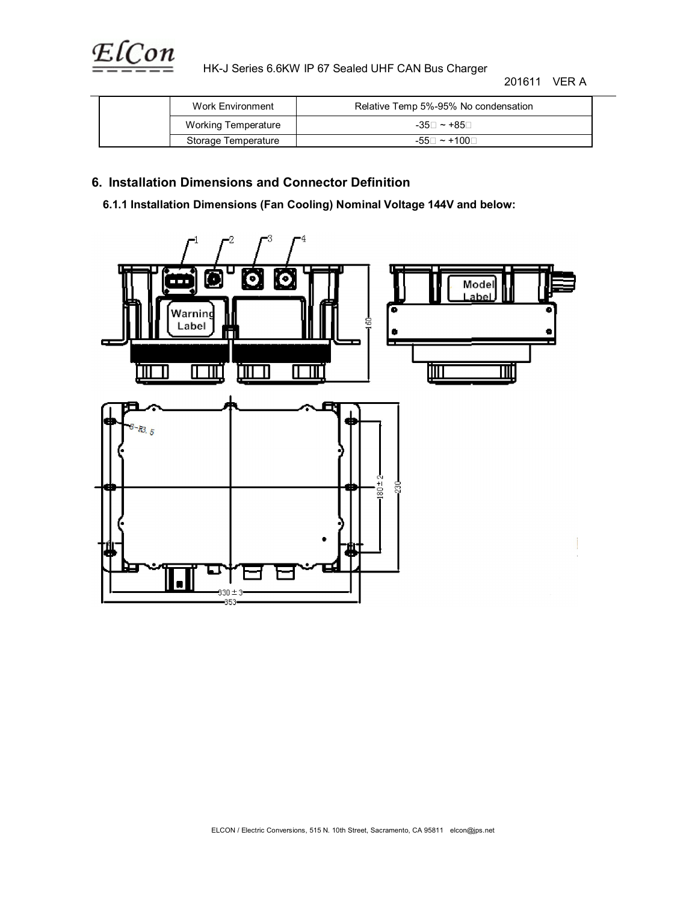| | Work Environment | Relative Temp 5%-95% No condensation |
|---|---|---|
| | Working Temperature | -35℃ ~ +85℃ |
| | Storage Temperature | -55℃ ~ +100℃ |

## 6. Installation Dimensions and Connector Definition

### 6.1.1 Installation Dimensions (Fan Cooling) Nominal Voltage 144V and below: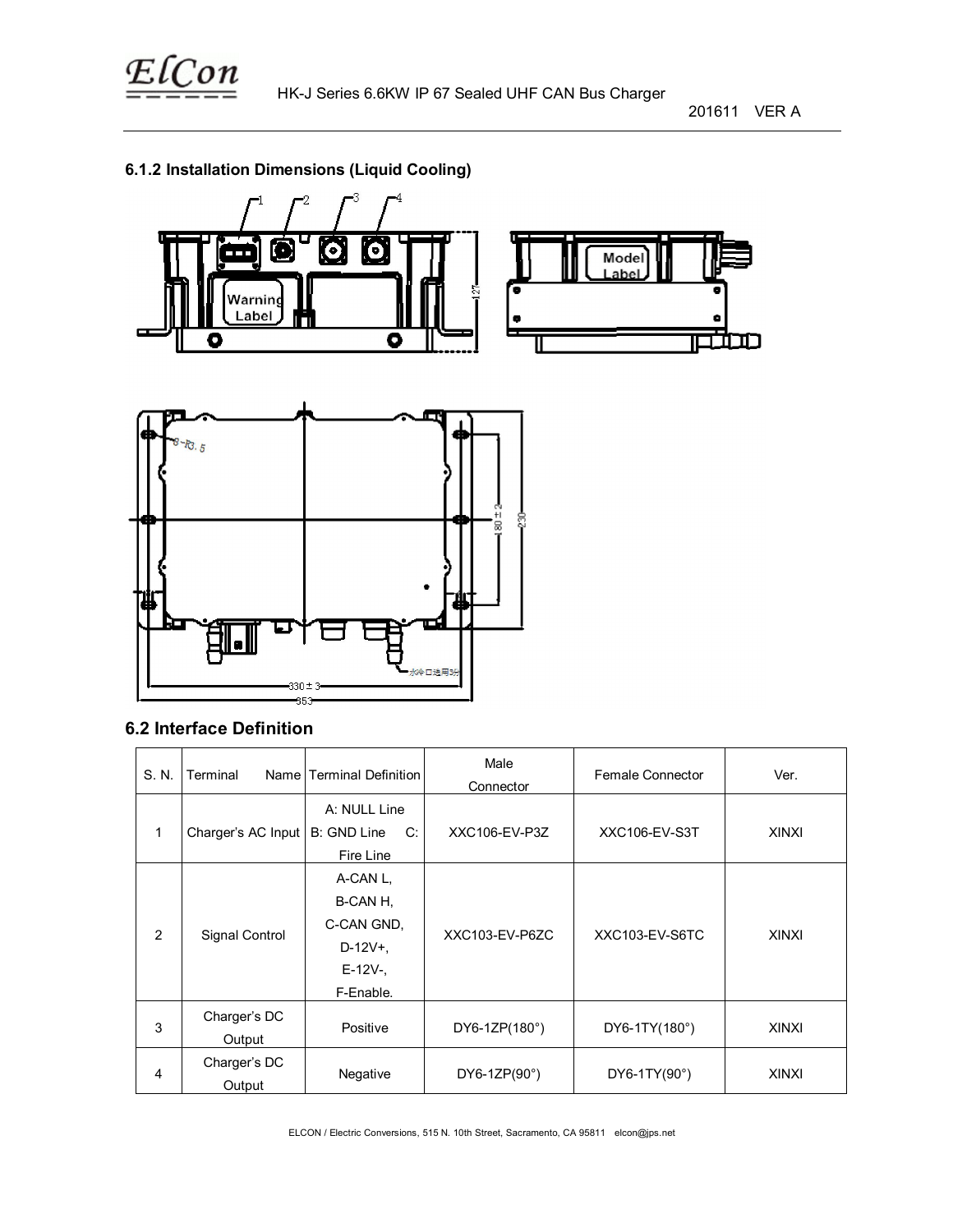### 6.1.2 Installation Dimensions (Liquid Cooling)

## 6.2 Interface Definition

| S. N. | Terminal Name | Terminal Definition | Male Connector | Female Connector | Ver. |
|---|---|---|---|---|---|
| 1 | Charger's AC Input | A: NULL Line B: GND Line C: Fire Line | XXC106-EV-P3Z | XXC106-EV-S3T | XINXI |
| 2 | Signal Control | A-CAN L, B-CAN H, C-CAN GND, D-12V+, E-12V-, F-Enable. | XXC103-EV-P6ZC | XXC103-EV-S6TC | XINXI |
| 3 | Charger's DC Output | Positive | DY6-1ZP(180°) | DY6-1TY(180°) | XINXI |
| 4 | Charger's DC Output | Negative | DY6-1ZP(90°) | DY6-1TY(90°) | XINXI |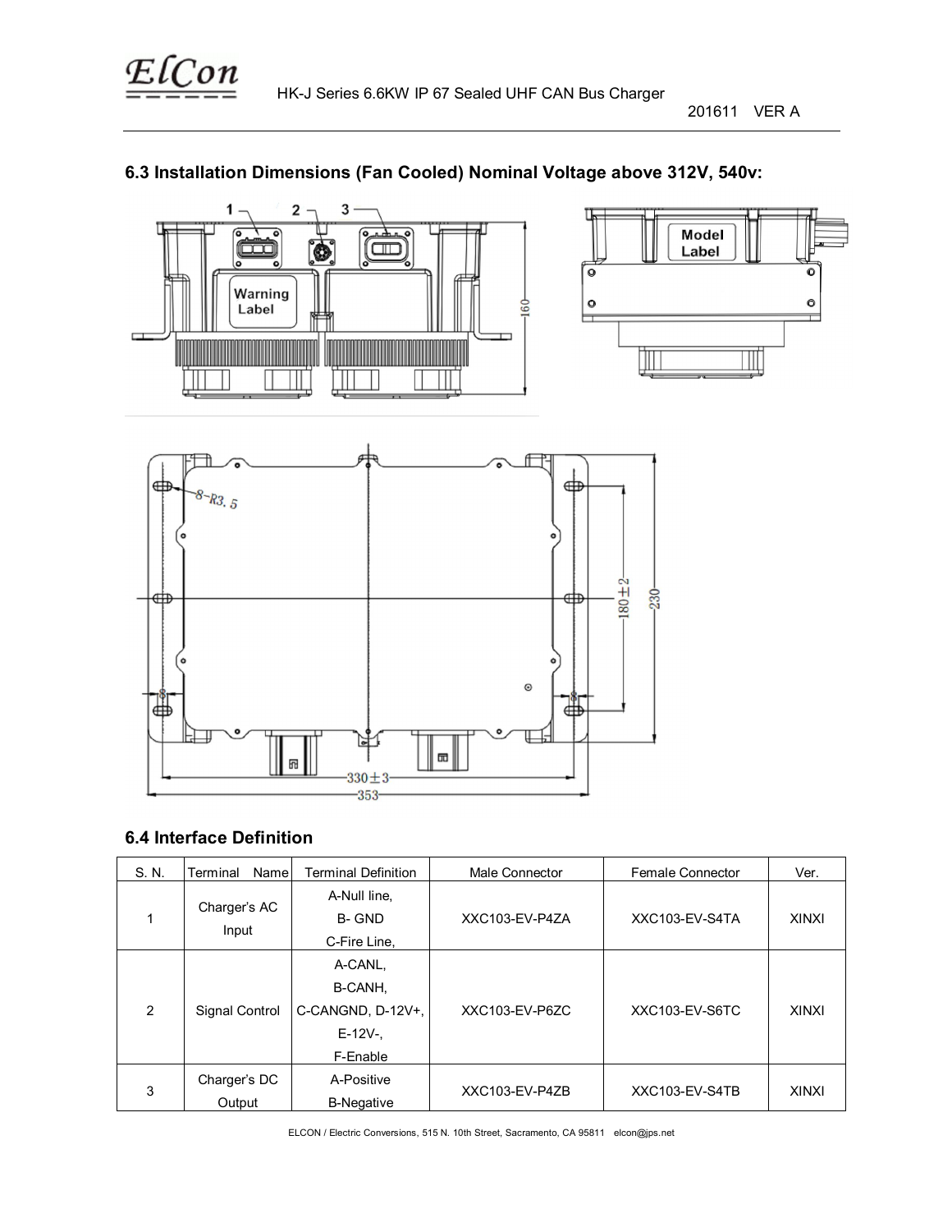## 6.3 Installation Dimensions (Fan Cooled) Nominal Voltage above 312V, 540v:

## 6.4 Interface Definition

| S. N. | Terminal Name | Terminal Definition | Male Connector | Female Connector | Ver. |
|---|---|---|---|---|---|
| 1 | Charger's AC Input | A-Null line,<br>B- GND<br>C-Fire Line, | XXC103-EV-P4ZA | XXC103-EV-S4TA | XINXI |
| 2 | Signal Control | A-CANL,<br>B-CANH,<br>C-CANGND, D-12V+,<br>E-12V-,<br>F-Enable | XXC103-EV-P6ZC | XXC103-EV-S6TC | XINXI |
| 3 | Charger's DC Output | A-Positive<br>B-Negative | XXC103-EV-P4ZB | XXC103-EV-S4TB | XINXI |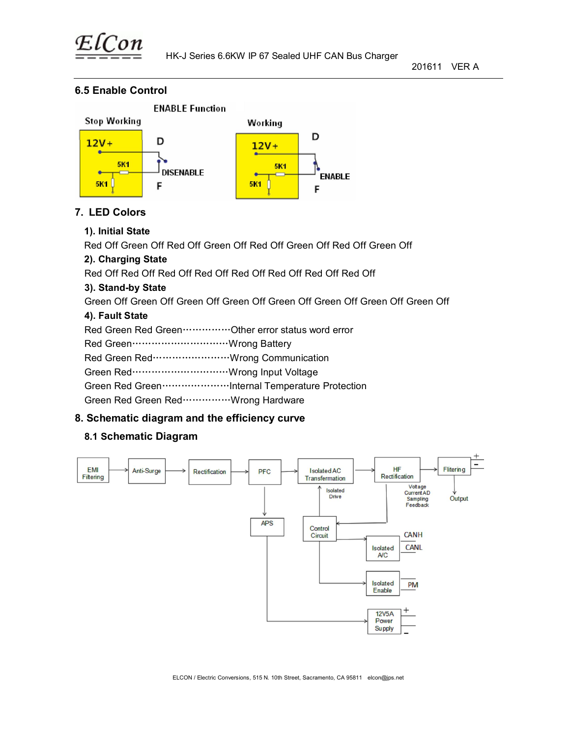### 6.5 Enable Control

ENABLE Function

Stop Working — 12V+, 5K1, 5K1, D, DISENABLE, F

Working — 12V+, 5K1, 5K1, D, ENABLE, F

## 7. LED Colors

**1). Initial State**

Red Off Green Off Red Off Green Off Red Off Green Off Red Off Green Off

**2). Charging State**

Red Off Red Off Red Off Red Off Red Off Red Off Red Off Red Off

**3). Stand-by State**

Green Off Green Off Green Off Green Off Green Off Green Off Green Off Green Off

**4). Fault State**

Red Green Red Green···············Other error status word error

Red Green································Wrong Battery

Red Green Red·························Wrong Communication

Green Red································Wrong Input Voltage

Green Red Green······················Internal Temperature Protection

Green Red Green Red···············Wrong Hardware

## 8. Schematic diagram and the efficiency curve

### 8.1 Schematic Diagram

EMI Filtering → Anti-Surge → Rectification → PFC → Isolated AC Transformation → HF Rectification → Flitering → Output (+ / −)

PFC → APS → 12V5A Power Supply (+ / −)

Control Circuit → Isolated Drive → Isolated AC Transformation

HF Rectification → Voltage Current AD Sampling Feedback → Control Circuit

Control Circuit → Isolated A/C → CANH, CANL

Control Circuit → Isolated Enable → PM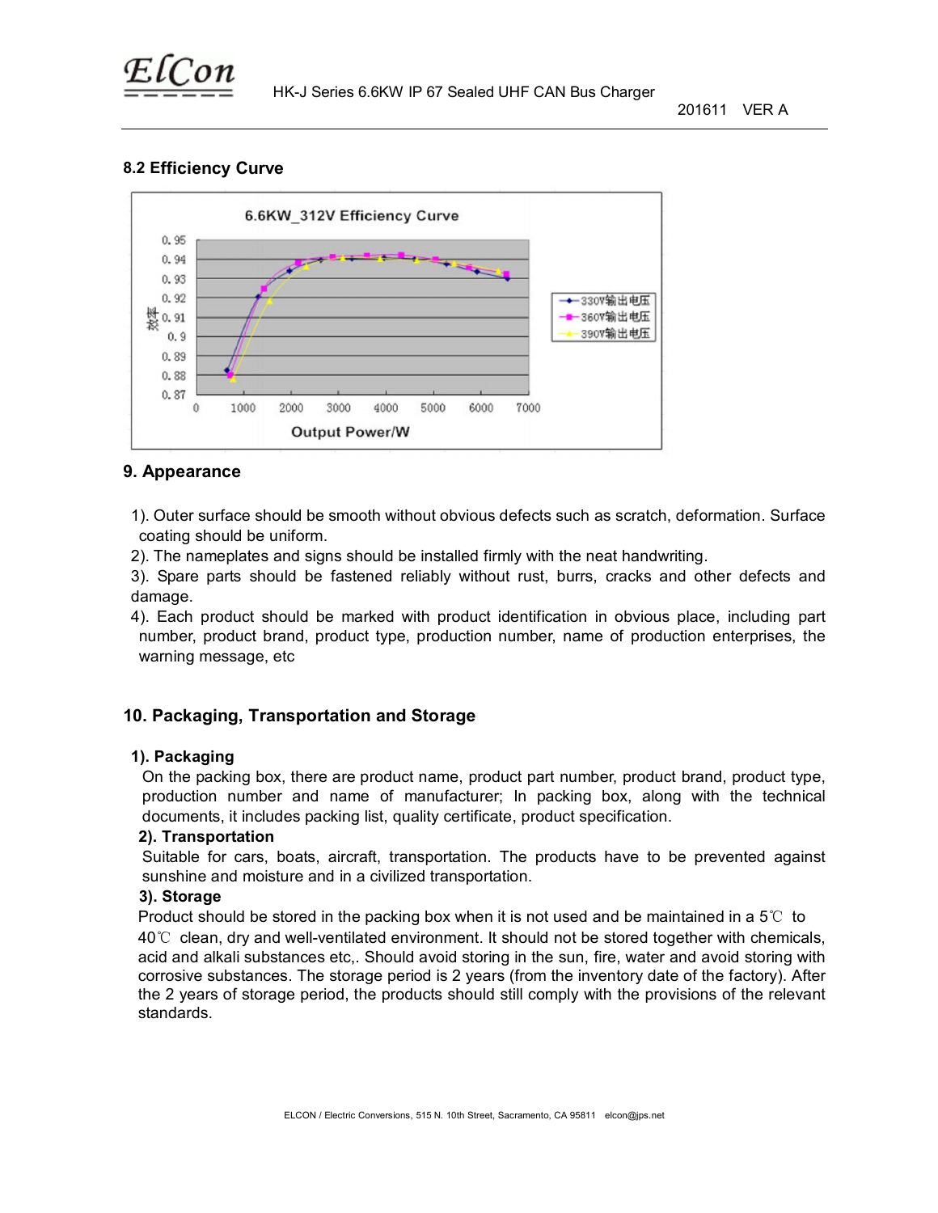### 8.2 Efficiency Curve

6.6KW_312V Efficiency Curve

0.95
0.94
0.93
0.92
0.91
0.9
0.89
0.88
0.87

效率

0 1000 2000 3000 4000 5000 6000 7000

Output Power/W

330V输出电压
360V输出电压
390V输出电压

## 9. Appearance

1). Outer surface should be smooth without obvious defects such as scratch, deformation. Surface coating should be uniform.
2). The nameplates and signs should be installed firmly with the neat handwriting.
3). Spare parts should be fastened reliably without rust, burrs, cracks and other defects and damage.
4). Each product should be marked with product identification in obvious place, including part number, product brand, product type, production number, name of production enterprises, the warning message, etc

## 10. Packaging, Transportation and Storage

**1). Packaging**

On the packing box, there are product name, product part number, product brand, product type, production number and name of manufacturer; In packing box, along with the technical documents, it includes packing list, quality certificate, product specification.

**2). Transportation**

Suitable for cars, boats, aircraft, transportation. The products have to be prevented against sunshine and moisture and in a civilized transportation.

**3). Storage**

Product should be stored in the packing box when it is not used and be maintained in a 5℃ to 40℃ clean, dry and well-ventilated environment. It should not be stored together with chemicals, acid and alkali substances etc,. Should avoid storing in the sun, fire, water and avoid storing with corrosive substances. The storage period is 2 years (from the inventory date of the factory). After the 2 years of storage period, the products should still comply with the provisions of the relevant standards.